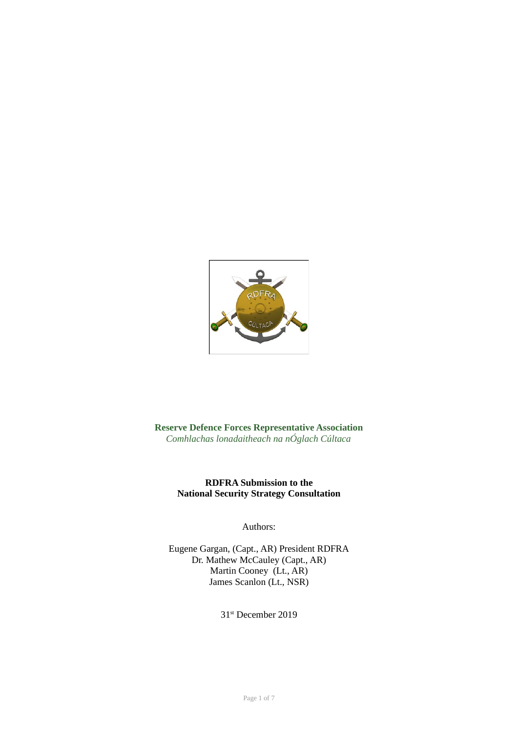**Reserve Defence Forces Representative Association**
*Comhlachas lonadaitheach na nÓglach Cúltaca*

# RDFRA Submission to the National Security Strategy Consultation

Authors:

Eugene Gargan, (Capt., AR) President RDFRA
Dr. Mathew McCauley (Capt., AR)
Martin Cooney (Lt., AR)
James Scanlon (Lt., NSR)

31st December 2019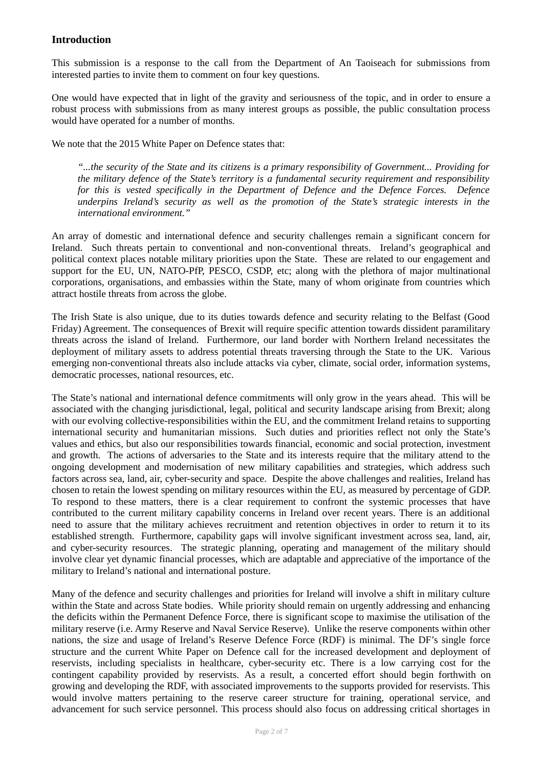## Introduction

This submission is a response to the call from the Department of An Taoiseach for submissions from interested parties to invite them to comment on four key questions.

One would have expected that in light of the gravity and seriousness of the topic, and in order to ensure a robust process with submissions from as many interest groups as possible, the public consultation process would have operated for a number of months.

We note that the 2015 White Paper on Defence states that:

> *"...the security of the State and its citizens is a primary responsibility of Government... Providing for the military defence of the State's territory is a fundamental security requirement and responsibility for this is vested specifically in the Department of Defence and the Defence Forces. Defence underpins Ireland's security as well as the promotion of the State's strategic interests in the international environment."*

An array of domestic and international defence and security challenges remain a significant concern for Ireland. Such threats pertain to conventional and non-conventional threats. Ireland's geographical and political context places notable military priorities upon the State. These are related to our engagement and support for the EU, UN, NATO-PfP, PESCO, CSDP, etc; along with the plethora of major multinational corporations, organisations, and embassies within the State, many of whom originate from countries which attract hostile threats from across the globe.

The Irish State is also unique, due to its duties towards defence and security relating to the Belfast (Good Friday) Agreement. The consequences of Brexit will require specific attention towards dissident paramilitary threats across the island of Ireland. Furthermore, our land border with Northern Ireland necessitates the deployment of military assets to address potential threats traversing through the State to the UK. Various emerging non-conventional threats also include attacks via cyber, climate, social order, information systems, democratic processes, national resources, etc.

The State's national and international defence commitments will only grow in the years ahead. This will be associated with the changing jurisdictional, legal, political and security landscape arising from Brexit; along with our evolving collective-responsibilities within the EU, and the commitment Ireland retains to supporting international security and humanitarian missions. Such duties and priorities reflect not only the State's values and ethics, but also our responsibilities towards financial, economic and social protection, investment and growth. The actions of adversaries to the State and its interests require that the military attend to the ongoing development and modernisation of new military capabilities and strategies, which address such factors across sea, land, air, cyber-security and space. Despite the above challenges and realities, Ireland has chosen to retain the lowest spending on military resources within the EU, as measured by percentage of GDP. To respond to these matters, there is a clear requirement to confront the systemic processes that have contributed to the current military capability concerns in Ireland over recent years. There is an additional need to assure that the military achieves recruitment and retention objectives in order to return it to its established strength. Furthermore, capability gaps will involve significant investment across sea, land, air, and cyber-security resources. The strategic planning, operating and management of the military should involve clear yet dynamic financial processes, which are adaptable and appreciative of the importance of the military to Ireland's national and international posture.

Many of the defence and security challenges and priorities for Ireland will involve a shift in military culture within the State and across State bodies. While priority should remain on urgently addressing and enhancing the deficits within the Permanent Defence Force, there is significant scope to maximise the utilisation of the military reserve (i.e. Army Reserve and Naval Service Reserve). Unlike the reserve components within other nations, the size and usage of Ireland's Reserve Defence Force (RDF) is minimal. The DF's single force structure and the current White Paper on Defence call for the increased development and deployment of reservists, including specialists in healthcare, cyber-security etc. There is a low carrying cost for the contingent capability provided by reservists. As a result, a concerted effort should begin forthwith on growing and developing the RDF, with associated improvements to the supports provided for reservists. This would involve matters pertaining to the reserve career structure for training, operational service, and advancement for such service personnel. This process should also focus on addressing critical shortages in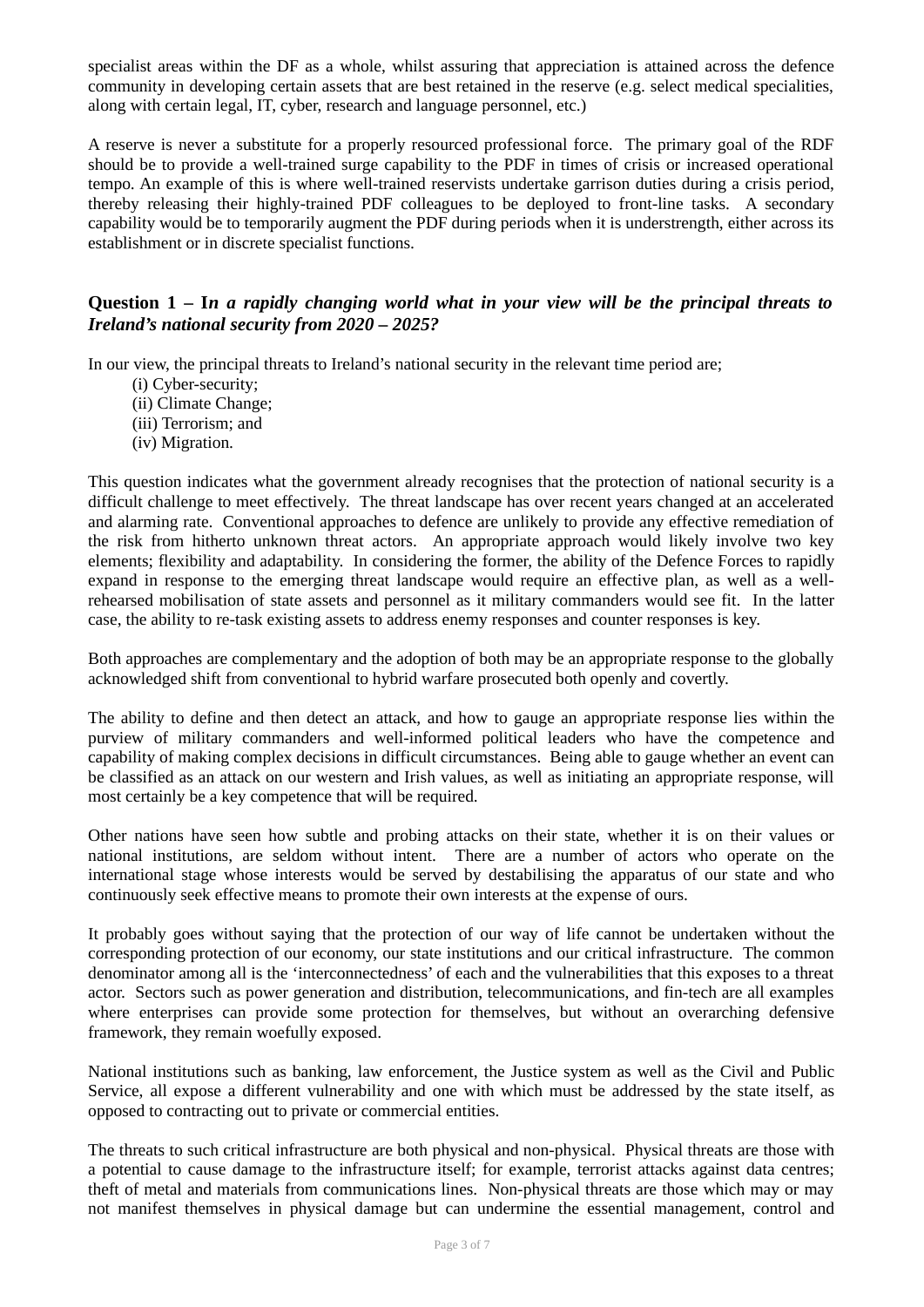specialist areas within the DF as a whole, whilst assuring that appreciation is attained across the defence community in developing certain assets that are best retained in the reserve (e.g. select medical specialities, along with certain legal, IT, cyber, research and language personnel, etc.)

A reserve is never a substitute for a properly resourced professional force. The primary goal of the RDF should be to provide a well-trained surge capability to the PDF in times of crisis or increased operational tempo. An example of this is where well-trained reservists undertake garrison duties during a crisis period, thereby releasing their highly-trained PDF colleagues to be deployed to front-line tasks. A secondary capability would be to temporarily augment the PDF during periods when it is understrength, either across its establishment or in discrete specialist functions.

### Question 1 – I*n a rapidly changing world what in your view will be the principal threats to Ireland's national security from 2020 – 2025?*

In our view, the principal threats to Ireland's national security in the relevant time period are;

(i) Cyber-security;
(ii) Climate Change;
(iii) Terrorism; and
(iv) Migration.

This question indicates what the government already recognises that the protection of national security is a difficult challenge to meet effectively. The threat landscape has over recent years changed at an accelerated and alarming rate. Conventional approaches to defence are unlikely to provide any effective remediation of the risk from hitherto unknown threat actors. An appropriate approach would likely involve two key elements; flexibility and adaptability. In considering the former, the ability of the Defence Forces to rapidly expand in response to the emerging threat landscape would require an effective plan, as well as a well-rehearsed mobilisation of state assets and personnel as it military commanders would see fit. In the latter case, the ability to re-task existing assets to address enemy responses and counter responses is key.

Both approaches are complementary and the adoption of both may be an appropriate response to the globally acknowledged shift from conventional to hybrid warfare prosecuted both openly and covertly.

The ability to define and then detect an attack, and how to gauge an appropriate response lies within the purview of military commanders and well-informed political leaders who have the competence and capability of making complex decisions in difficult circumstances. Being able to gauge whether an event can be classified as an attack on our western and Irish values, as well as initiating an appropriate response, will most certainly be a key competence that will be required.

Other nations have seen how subtle and probing attacks on their state, whether it is on their values or national institutions, are seldom without intent. There are a number of actors who operate on the international stage whose interests would be served by destabilising the apparatus of our state and who continuously seek effective means to promote their own interests at the expense of ours.

It probably goes without saying that the protection of our way of life cannot be undertaken without the corresponding protection of our economy, our state institutions and our critical infrastructure. The common denominator among all is the 'interconnectedness' of each and the vulnerabilities that this exposes to a threat actor. Sectors such as power generation and distribution, telecommunications, and fin-tech are all examples where enterprises can provide some protection for themselves, but without an overarching defensive framework, they remain woefully exposed.

National institutions such as banking, law enforcement, the Justice system as well as the Civil and Public Service, all expose a different vulnerability and one with which must be addressed by the state itself, as opposed to contracting out to private or commercial entities.

The threats to such critical infrastructure are both physical and non-physical. Physical threats are those with a potential to cause damage to the infrastructure itself; for example, terrorist attacks against data centres; theft of metal and materials from communications lines. Non-physical threats are those which may or may not manifest themselves in physical damage but can undermine the essential management, control and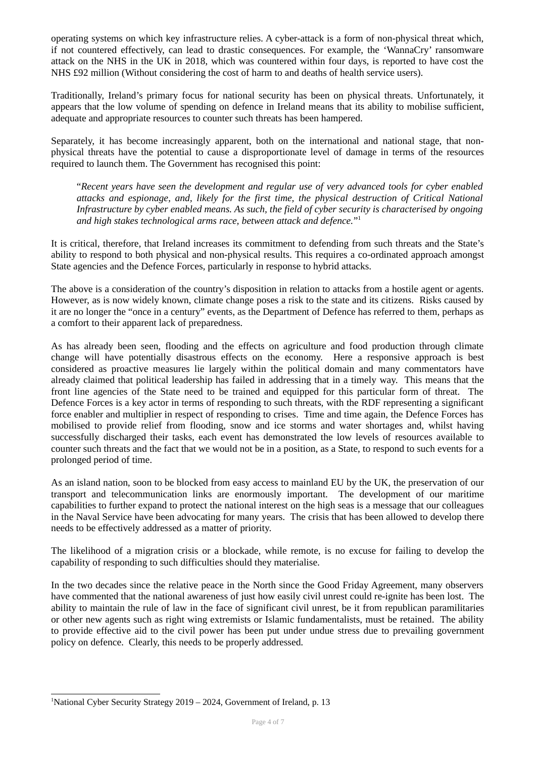operating systems on which key infrastructure relies. A cyber-attack is a form of non-physical threat which, if not countered effectively, can lead to drastic consequences. For example, the 'WannaCry' ransomware attack on the NHS in the UK in 2018, which was countered within four days, is reported to have cost the NHS £92 million (Without considering the cost of harm to and deaths of health service users).

Traditionally, Ireland's primary focus for national security has been on physical threats. Unfortunately, it appears that the low volume of spending on defence in Ireland means that its ability to mobilise sufficient, adequate and appropriate resources to counter such threats has been hampered.

Separately, it has become increasingly apparent, both on the international and national stage, that non-physical threats have the potential to cause a disproportionate level of damage in terms of the resources required to launch them. The Government has recognised this point:

> "*Recent years have seen the development and regular use of very advanced tools for cyber enabled attacks and espionage, and, likely for the first time, the physical destruction of Critical National Infrastructure by cyber enabled means. As such, the field of cyber security is characterised by ongoing and high stakes technological arms race, between attack and defence.*"[1]

It is critical, therefore, that Ireland increases its commitment to defending from such threats and the State's ability to respond to both physical and non-physical results. This requires a co-ordinated approach amongst State agencies and the Defence Forces, particularly in response to hybrid attacks.

The above is a consideration of the country's disposition in relation to attacks from a hostile agent or agents. However, as is now widely known, climate change poses a risk to the state and its citizens. Risks caused by it are no longer the "once in a century" events, as the Department of Defence has referred to them, perhaps as a comfort to their apparent lack of preparedness.

As has already been seen, flooding and the effects on agriculture and food production through climate change will have potentially disastrous effects on the economy. Here a responsive approach is best considered as proactive measures lie largely within the political domain and many commentators have already claimed that political leadership has failed in addressing that in a timely way. This means that the front line agencies of the State need to be trained and equipped for this particular form of threat. The Defence Forces is a key actor in terms of responding to such threats, with the RDF representing a significant force enabler and multiplier in respect of responding to crises. Time and time again, the Defence Forces has mobilised to provide relief from flooding, snow and ice storms and water shortages and, whilst having successfully discharged their tasks, each event has demonstrated the low levels of resources available to counter such threats and the fact that we would not be in a position, as a State, to respond to such events for a prolonged period of time.

As an island nation, soon to be blocked from easy access to mainland EU by the UK, the preservation of our transport and telecommunication links are enormously important. The development of our maritime capabilities to further expand to protect the national interest on the high seas is a message that our colleagues in the Naval Service have been advocating for many years. The crisis that has been allowed to develop there needs to be effectively addressed as a matter of priority.

The likelihood of a migration crisis or a blockade, while remote, is no excuse for failing to develop the capability of responding to such difficulties should they materialise.

In the two decades since the relative peace in the North since the Good Friday Agreement, many observers have commented that the national awareness of just how easily civil unrest could re-ignite has been lost. The ability to maintain the rule of law in the face of significant civil unrest, be it from republican paramilitaries or other new agents such as right wing extremists or Islamic fundamentalists, must be retained. The ability to provide effective aid to the civil power has been put under undue stress due to prevailing government policy on defence. Clearly, this needs to be properly addressed.

---

[1] National Cyber Security Strategy 2019 – 2024, Government of Ireland, p. 13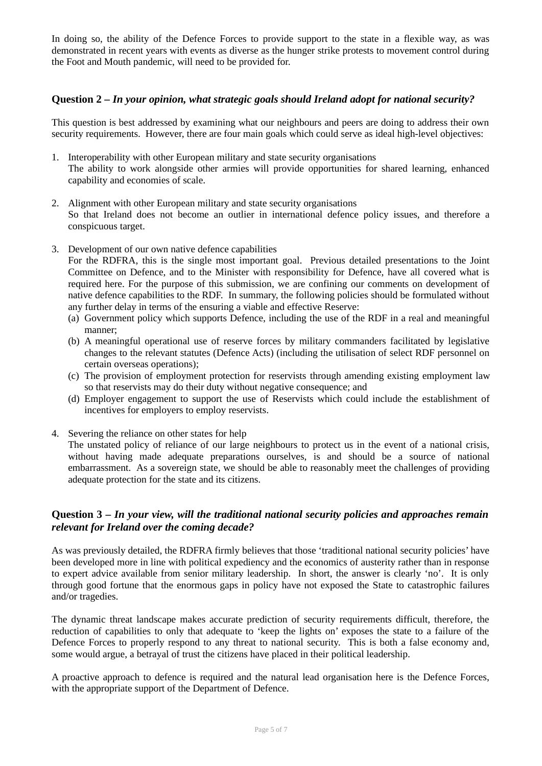In doing so, the ability of the Defence Forces to provide support to the state in a flexible way, as was demonstrated in recent years with events as diverse as the hunger strike protests to movement control during the Foot and Mouth pandemic, will need to be provided for.

### Question 2 – *In your opinion, what strategic goals should Ireland adopt for national security?*

This question is best addressed by examining what our neighbours and peers are doing to address their own security requirements. However, there are four main goals which could serve as ideal high-level objectives:

1. Interoperability with other European military and state security organisations
   The ability to work alongside other armies will provide opportunities for shared learning, enhanced capability and economies of scale.

2. Alignment with other European military and state security organisations
   So that Ireland does not become an outlier in international defence policy issues, and therefore a conspicuous target.

3. Development of our own native defence capabilities
   For the RDFRA, this is the single most important goal. Previous detailed presentations to the Joint Committee on Defence, and to the Minister with responsibility for Defence, have all covered what is required here. For the purpose of this submission, we are confining our comments on development of native defence capabilities to the RDF. In summary, the following policies should be formulated without any further delay in terms of the ensuring a viable and effective Reserve:
   (a) Government policy which supports Defence, including the use of the RDF in a real and meaningful manner;
   (b) A meaningful operational use of reserve forces by military commanders facilitated by legislative changes to the relevant statutes (Defence Acts) (including the utilisation of select RDF personnel on certain overseas operations);
   (c) The provision of employment protection for reservists through amending existing employment law so that reservists may do their duty without negative consequence; and
   (d) Employer engagement to support the use of Reservists which could include the establishment of incentives for employers to employ reservists.

4. Severing the reliance on other states for help
   The unstated policy of reliance of our large neighbours to protect us in the event of a national crisis, without having made adequate preparations ourselves, is and should be a source of national embarrassment. As a sovereign state, we should be able to reasonably meet the challenges of providing adequate protection for the state and its citizens.

### Question 3 – *In your view, will the traditional national security policies and approaches remain relevant for Ireland over the coming decade?*

As was previously detailed, the RDFRA firmly believes that those 'traditional national security policies' have been developed more in line with political expediency and the economics of austerity rather than in response to expert advice available from senior military leadership. In short, the answer is clearly 'no'. It is only through good fortune that the enormous gaps in policy have not exposed the State to catastrophic failures and/or tragedies.

The dynamic threat landscape makes accurate prediction of security requirements difficult, therefore, the reduction of capabilities to only that adequate to 'keep the lights on' exposes the state to a failure of the Defence Forces to properly respond to any threat to national security. This is both a false economy and, some would argue, a betrayal of trust the citizens have placed in their political leadership.

A proactive approach to defence is required and the natural lead organisation here is the Defence Forces, with the appropriate support of the Department of Defence.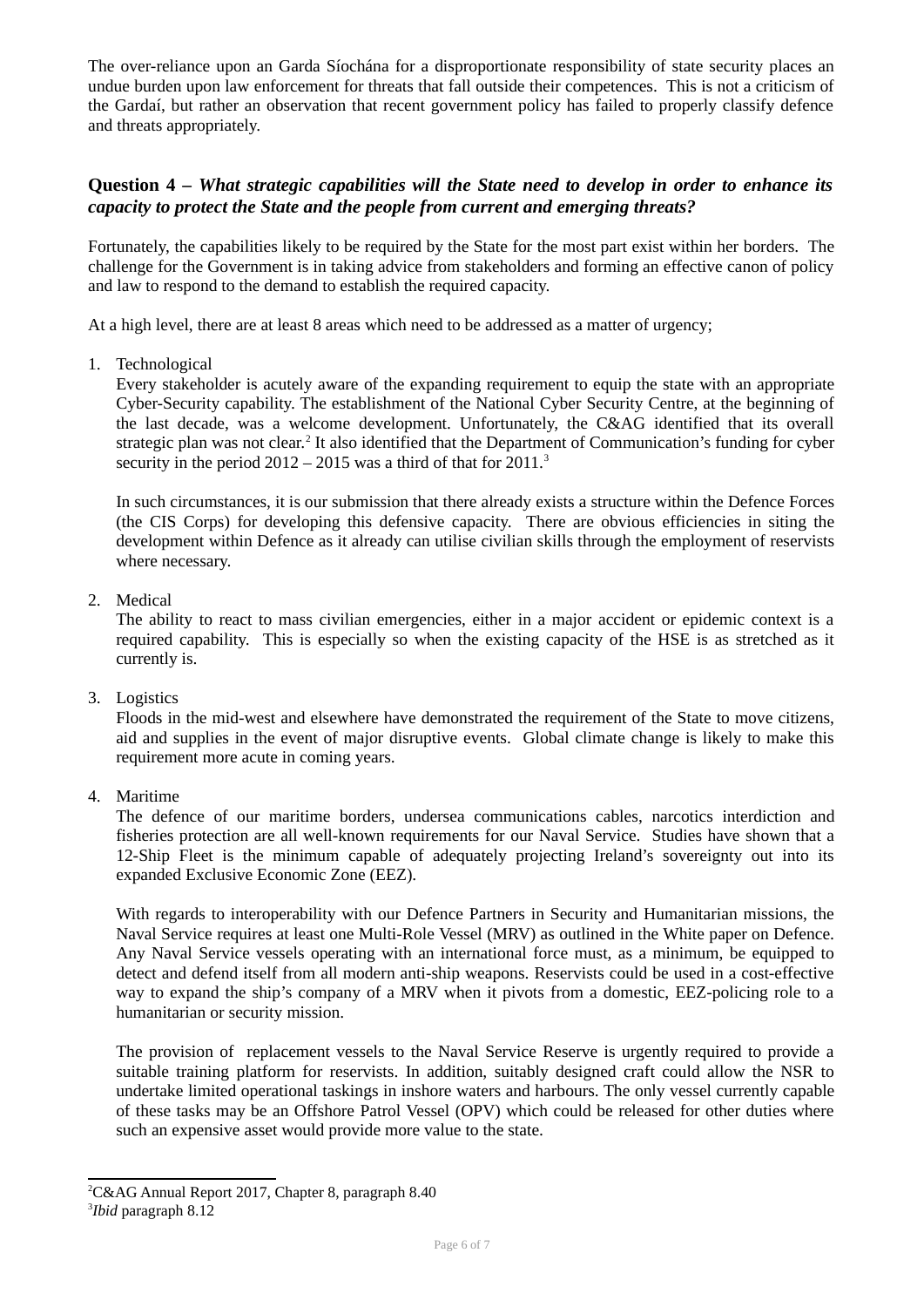The over-reliance upon an Garda Síochána for a disproportionate responsibility of state security places an undue burden upon law enforcement for threats that fall outside their competences. This is not a criticism of the Gardaí, but rather an observation that recent government policy has failed to properly classify defence and threats appropriately.

### Question 4 – *What strategic capabilities will the State need to develop in order to enhance its capacity to protect the State and the people from current and emerging threats?*

Fortunately, the capabilities likely to be required by the State for the most part exist within her borders. The challenge for the Government is in taking advice from stakeholders and forming an effective canon of policy and law to respond to the demand to establish the required capacity.

At a high level, there are at least 8 areas which need to be addressed as a matter of urgency;

1. Technological
   Every stakeholder is acutely aware of the expanding requirement to equip the state with an appropriate Cyber-Security capability. The establishment of the National Cyber Security Centre, at the beginning of the last decade, was a welcome development. Unfortunately, the C&AG identified that its overall strategic plan was not clear.[2] It also identified that the Department of Communication's funding for cyber security in the period 2012 – 2015 was a third of that for 2011.[3]

   In such circumstances, it is our submission that there already exists a structure within the Defence Forces (the CIS Corps) for developing this defensive capacity. There are obvious efficiencies in siting the development within Defence as it already can utilise civilian skills through the employment of reservists where necessary.

2. Medical
   The ability to react to mass civilian emergencies, either in a major accident or epidemic context is a required capability. This is especially so when the existing capacity of the HSE is as stretched as it currently is.

3. Logistics
   Floods in the mid-west and elsewhere have demonstrated the requirement of the State to move citizens, aid and supplies in the event of major disruptive events. Global climate change is likely to make this requirement more acute in coming years.

4. Maritime
   The defence of our maritime borders, undersea communications cables, narcotics interdiction and fisheries protection are all well-known requirements for our Naval Service. Studies have shown that a 12-Ship Fleet is the minimum capable of adequately projecting Ireland's sovereignty out into its expanded Exclusive Economic Zone (EEZ).

   With regards to interoperability with our Defence Partners in Security and Humanitarian missions, the Naval Service requires at least one Multi-Role Vessel (MRV) as outlined in the White paper on Defence. Any Naval Service vessels operating with an international force must, as a minimum, be equipped to detect and defend itself from all modern anti-ship weapons. Reservists could be used in a cost-effective way to expand the ship's company of a MRV when it pivots from a domestic, EEZ-policing role to a humanitarian or security mission.

   The provision of replacement vessels to the Naval Service Reserve is urgently required to provide a suitable training platform for reservists. In addition, suitably designed craft could allow the NSR to undertake limited operational taskings in inshore waters and harbours. The only vessel currently capable of these tasks may be an Offshore Patrol Vessel (OPV) which could be released for other duties where such an expensive asset would provide more value to the state.

---

[2] C&AG Annual Report 2017, Chapter 8, paragraph 8.40

[3] *Ibid* paragraph 8.12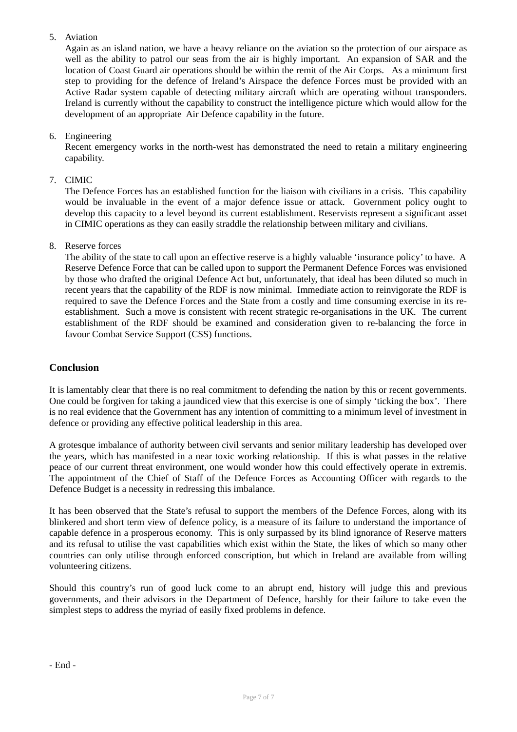5. Aviation

   Again as an island nation, we have a heavy reliance on the aviation so the protection of our airspace as well as the ability to patrol our seas from the air is highly important. An expansion of SAR and the location of Coast Guard air operations should be within the remit of the Air Corps. As a minimum first step to providing for the defence of Ireland's Airspace the defence Forces must be provided with an Active Radar system capable of detecting military aircraft which are operating without transponders. Ireland is currently without the capability to construct the intelligence picture which would allow for the development of an appropriate Air Defence capability in the future.

6. Engineering

   Recent emergency works in the north-west has demonstrated the need to retain a military engineering capability.

7. CIMIC

   The Defence Forces has an established function for the liaison with civilians in a crisis. This capability would be invaluable in the event of a major defence issue or attack. Government policy ought to develop this capacity to a level beyond its current establishment. Reservists represent a significant asset in CIMIC operations as they can easily straddle the relationship between military and civilians.

8. Reserve forces

   The ability of the state to call upon an effective reserve is a highly valuable 'insurance policy' to have. A Reserve Defence Force that can be called upon to support the Permanent Defence Forces was envisioned by those who drafted the original Defence Act but, unfortunately, that ideal has been diluted so much in recent years that the capability of the RDF is now minimal. Immediate action to reinvigorate the RDF is required to save the Defence Forces and the State from a costly and time consuming exercise in its re-establishment. Such a move is consistent with recent strategic re-organisations in the UK. The current establishment of the RDF should be examined and consideration given to re-balancing the force in favour Combat Service Support (CSS) functions.

## Conclusion

It is lamentably clear that there is no real commitment to defending the nation by this or recent governments. One could be forgiven for taking a jaundiced view that this exercise is one of simply 'ticking the box'. There is no real evidence that the Government has any intention of committing to a minimum level of investment in defence or providing any effective political leadership in this area.

A grotesque imbalance of authority between civil servants and senior military leadership has developed over the years, which has manifested in a near toxic working relationship. If this is what passes in the relative peace of our current threat environment, one would wonder how this could effectively operate in extremis. The appointment of the Chief of Staff of the Defence Forces as Accounting Officer with regards to the Defence Budget is a necessity in redressing this imbalance.

It has been observed that the State's refusal to support the members of the Defence Forces, along with its blinkered and short term view of defence policy, is a measure of its failure to understand the importance of capable defence in a prosperous economy. This is only surpassed by its blind ignorance of Reserve matters and its refusal to utilise the vast capabilities which exist within the State, the likes of which so many other countries can only utilise through enforced conscription, but which in Ireland are available from willing volunteering citizens.

Should this country's run of good luck come to an abrupt end, history will judge this and previous governments, and their advisors in the Department of Defence, harshly for their failure to take even the simplest steps to address the myriad of easily fixed problems in defence.

- End -